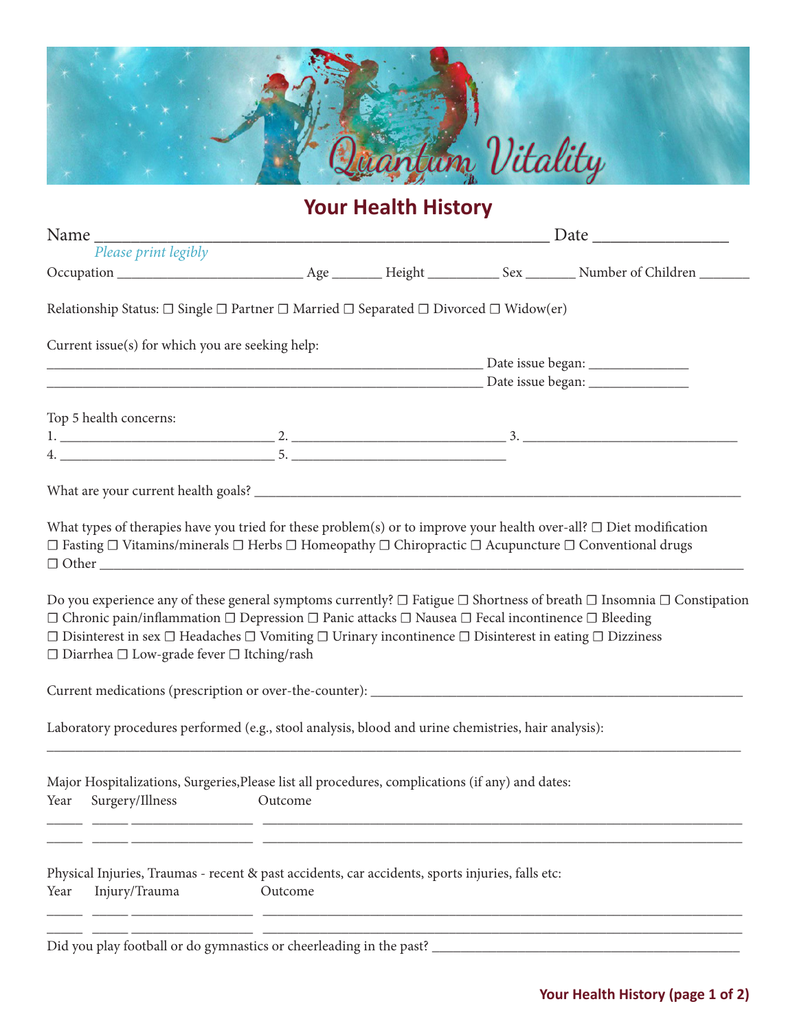Quantum Vitality

# Your Health History

Name ______________________________________________ Date ______________

*Please print legibly*

Occupation ________________________ Age ______ Height _________ Sex ______ Number of Children ______

Relationship Status: ☐ Single ☐ Partner ☐ Married ☐ Separated ☐ Divorced ☐ Widow(er)

Current issue(s) for which you are seeking help:

_________________________________________________________ Date issue began: _____________

_________________________________________________________ Date issue began: _____________

Top 5 health concerns:

1. ____________________________ 2. ____________________________ 3. ____________________________
4. ____________________________ 5. ____________________________

What are your current health goals? ______________________________________________________________

What types of therapies have you tried for these problem(s) or to improve your health over-all? ☐ Diet modification ☐ Fasting ☐ Vitamins/minerals ☐ Herbs ☐ Homeopathy ☐ Chiropractic ☐ Acupuncture ☐ Conventional drugs ☐ Other ______________________________________________________________________________

Do you experience any of these general symptoms currently? ☐ Fatigue ☐ Shortness of breath ☐ Insomnia ☐ Constipation ☐ Chronic pain/inflammation ☐ Depression ☐ Panic attacks ☐ Nausea ☐ Fecal incontinence ☐ Bleeding ☐ Disinterest in sex ☐ Headaches ☐ Vomiting ☐ Urinary incontinence ☐ Disinterest in eating ☐ Dizziness ☐ Diarrhea ☐ Low-grade fever ☐ Itching/rash

Current medications (prescription or over-the-counter): ______________________________________________

Laboratory procedures performed (e.g., stool analysis, blood and urine chemistries, hair analysis):

_____________________________________________________________________________________________

Major Hospitalizations, Surgeries,Please list all procedures, complications (if any) and dates:

| Year | Surgery/Illness | Outcome |
|---|---|---|
| | | |
| | | |

Physical Injuries, Traumas - recent & past accidents, car accidents, sports injuries, falls etc:

| Year | Injury/Trauma | Outcome |
|---|---|---|
| | | |
| | | |

Did you play football or do gymnastics or cheerleading in the past? ________________________________________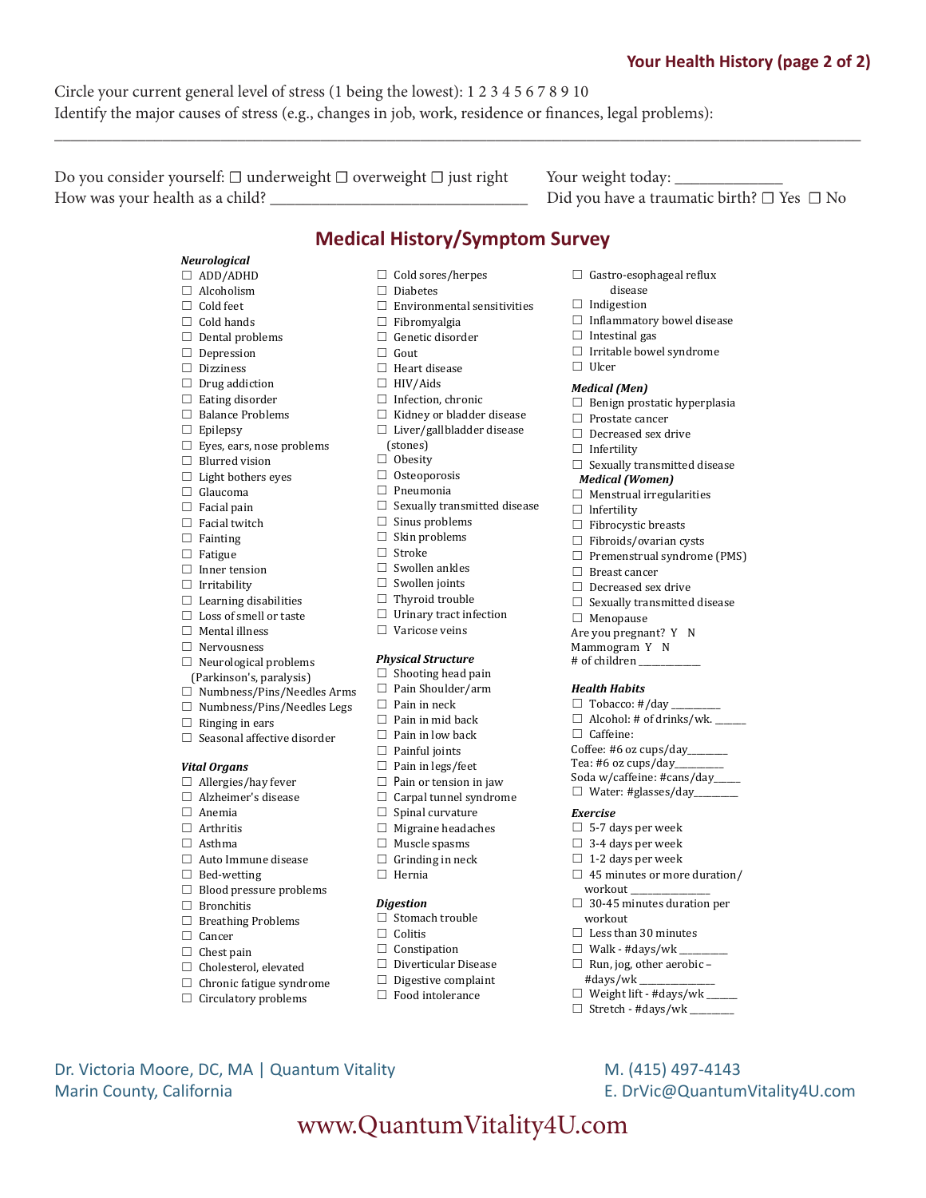## Your Health History (page 2 of 2)

Circle your current general level of stress (1 being the lowest): 1 2 3 4 5 6 7 8 9 10
Identify the major causes of stress (e.g., changes in job, work, residence or finances, legal problems):

______________________________________________________________________________________________

Do you consider yourself: ☐ underweight ☐ overweight ☐ just right

Your weight today: ______________

How was your health as a child? __________________________________

Did you have a traumatic birth? ☐ Yes ☐ No

## Medical History/Symptom Survey

***Neurological***

- ☐ ADD/ADHD
- ☐ Alcoholism
- ☐ Cold feet
- ☐ Cold hands
- ☐ Dental problems
- ☐ Depression
- ☐ Dizziness
- ☐ Drug addiction
- ☐ Eating disorder
- ☐ Balance Problems
- ☐ Epilepsy
- ☐ Eyes, ears, nose problems
- ☐ Blurred vision
- ☐ Light bothers eyes
- ☐ Glaucoma
- ☐ Facial pain
- ☐ Facial twitch
- ☐ Fainting
- ☐ Fatigue
- ☐ Inner tension
- ☐ Irritability
- ☐ Learning disabilities
- ☐ Loss of smell or taste
- ☐ Mental illness
- ☐ Nervousness
- ☐ Neurological problems (Parkinson's, paralysis)
- ☐ Numbness/Pins/Needles Arms
- ☐ Numbness/Pins/Needles Legs
- ☐ Ringing in ears
- ☐ Seasonal affective disorder

***Vital Organs***

- ☐ Allergies/hay fever
- ☐ Alzheimer's disease
- ☐ Anemia
- ☐ Arthritis
- ☐ Asthma
- ☐ Auto Immune disease
- ☐ Bed-wetting
- ☐ Blood pressure problems
- ☐ Bronchitis
- ☐ Breathing Problems
- ☐ Cancer
- ☐ Chest pain
- ☐ Cholesterol, elevated
- ☐ Chronic fatigue syndrome
- ☐ Circulatory problems
- ☐ Cold sores/herpes
- ☐ Diabetes
- ☐ Environmental sensitivities
- ☐ Fibromyalgia
- ☐ Genetic disorder
- ☐ Gout
- ☐ Heart disease
- ☐ HIV/Aids
- ☐ Infection, chronic
- ☐ Kidney or bladder disease
- ☐ Liver/gallbladder disease (stones)
- ☐ Obesity
- ☐ Osteoporosis
- ☐ Pneumonia
- ☐ Sexually transmitted disease
- ☐ Sinus problems
- ☐ Skin problems
- ☐ Stroke
- ☐ Swollen ankles
- ☐ Swollen joints
- ☐ Thyroid trouble
- ☐ Urinary tract infection
- ☐ Varicose veins

***Physical Structure***

- ☐ Shooting head pain
- ☐ Pain Shoulder/arm
- ☐ Pain in neck
- ☐ Pain in mid back
- ☐ Pain in low back
- ☐ Painful joints
- ☐ Pain in legs/feet
- ☐ Pain or tension in jaw
- ☐ Carpal tunnel syndrome
- ☐ Spinal curvature
- ☐ Migraine headaches
- ☐ Muscle spasms
- ☐ Grinding in neck
- ☐ Hernia

***Digestion***

- ☐ Stomach trouble
- ☐ Colitis
- ☐ Constipation
- ☐ Diverticular Disease
- ☐ Digestive complaint
- ☐ Food intolerance
- ☐ Gastro-esophageal reflux disease
- ☐ Indigestion
- ☐ Inflammatory bowel disease
- ☐ Intestinal gas
- ☐ Irritable bowel syndrome
- ☐ Ulcer

***Medical (Men)***

- ☐ Benign prostatic hyperplasia
- ☐ Prostate cancer
- ☐ Decreased sex drive
- ☐ Infertility
- ☐ Sexually transmitted disease

***Medical (Women)***

- ☐ Menstrual irregularities
- ☐ Infertility
- ☐ Fibrocystic breasts
- ☐ Fibroids/ovarian cysts
- ☐ Premenstrual syndrome (PMS)
- ☐ Breast cancer
- ☐ Decreased sex drive
- ☐ Sexually transmitted disease
- ☐ Menopause

Are you pregnant? Y N
Mammogram Y N
# of children ____________

***Health Habits***

- ☐ Tobacco: #/day _________
- ☐ Alcohol: # of drinks/wk. ______
- ☐ Caffeine:

Coffee: #6 oz cups/day________
Tea: #6 oz cups/day_________
Soda w/caffeine: #cans/day_____

- ☐ Water: #glasses/day________

***Exercise***

- ☐ 5-7 days per week
- ☐ 3-4 days per week
- ☐ 1-2 days per week
- ☐ 45 minutes or more duration/workout _______________
- ☐ 30-45 minutes duration per workout
- ☐ Less than 30 minutes
- ☐ Walk - #days/wk _________
- ☐ Run, jog, other aerobic – #days/wk ______________
- ☐ Weight lift - #days/wk ______
- ☐ Stretch - #days/wk ________

Dr. Victoria Moore, DC, MA | Quantum Vitality
Marin County, California

M. (415) 497-4143
E. DrVic@QuantumVitality4U.com

www.QuantumVitality4U.com